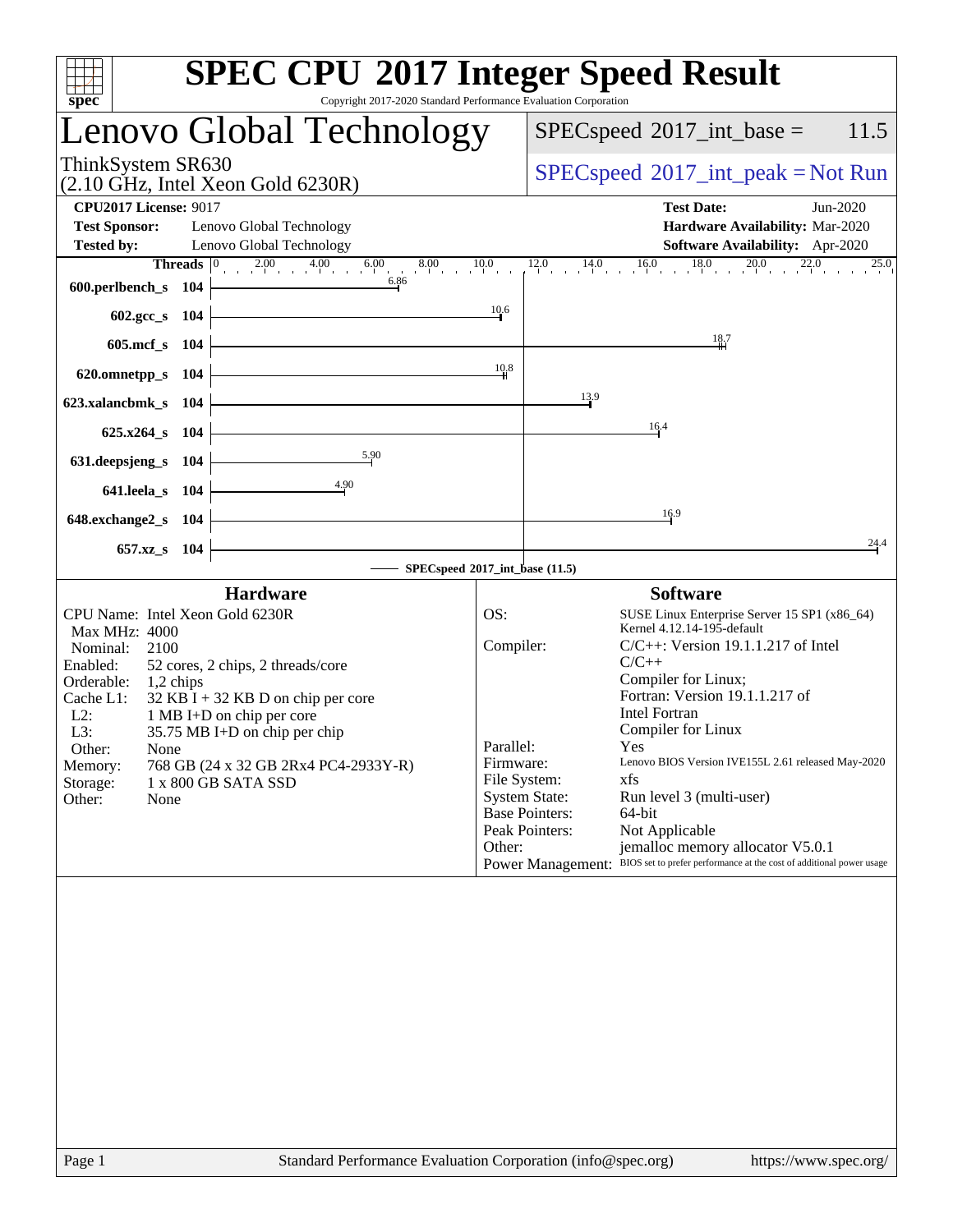# SPEC CPU 2017 Integer Speed Result

Copyright 2017-2020 Standard Performance Evaluation Corporation

## Lenovo Global Technology

ThinkSystem SR630
(2.10 GHz, Intel Xeon Gold 6230R)

SPECspeed 2017_int_base = 11.5

SPECspeed 2017_int_peak = Not Run

**CPU2017 License:** 9017
**Test Sponsor:** Lenovo Global Technology
**Tested by:** Lenovo Global Technology

**Test Date:** Jun-2020
**Hardware Availability:** Mar-2020
**Software Availability:** Apr-2020

| Benchmark | Threads | SPECspeed 2017_int_base |
|---|---|---|
| 600.perlbench_s | 104 | 6.86 |
| 602.gcc_s | 104 | 10.6 |
| 605.mcf_s | 104 | 18.7 |
| 620.omnetpp_s | 104 | 10.8 |
| 623.xalancbmk_s | 104 | 13.9 |
| 625.x264_s | 104 | 16.4 |
| 631.deepsjeng_s | 104 | 5.90 |
| 641.leela_s | 104 | 4.90 |
| 648.exchange2_s | 104 | 16.9 |
| 657.xz_s | 104 | 24.4 |

SPECspeed 2017_int_base (11.5)

### Hardware

- CPU Name: Intel Xeon Gold 6230R
- Max MHz: 4000
- Nominal: 2100
- Enabled: 52 cores, 2 chips, 2 threads/core
- Orderable: 1,2 chips
- Cache L1: 32 KB I + 32 KB D on chip per core
- L2: 1 MB I+D on chip per core
- L3: 35.75 MB I+D on chip per chip
- Other: None
- Memory: 768 GB (24 x 32 GB 2Rx4 PC4-2933Y-R)
- Storage: 1 x 800 GB SATA SSD
- Other: None

### Software

- OS: SUSE Linux Enterprise Server 15 SP1 (x86_64) Kernel 4.12.14-195-default
- Compiler: C/C++: Version 19.1.1.217 of Intel C/C++ Compiler for Linux; Fortran: Version 19.1.1.217 of Intel Fortran Compiler for Linux
- Parallel: Yes
- Firmware: Lenovo BIOS Version IVE155L 2.61 released May-2020
- File System: xfs
- System State: Run level 3 (multi-user)
- Base Pointers: 64-bit
- Peak Pointers: Not Applicable
- Other: jemalloc memory allocator V5.0.1
- Power Management: BIOS set to prefer performance at the cost of additional power usage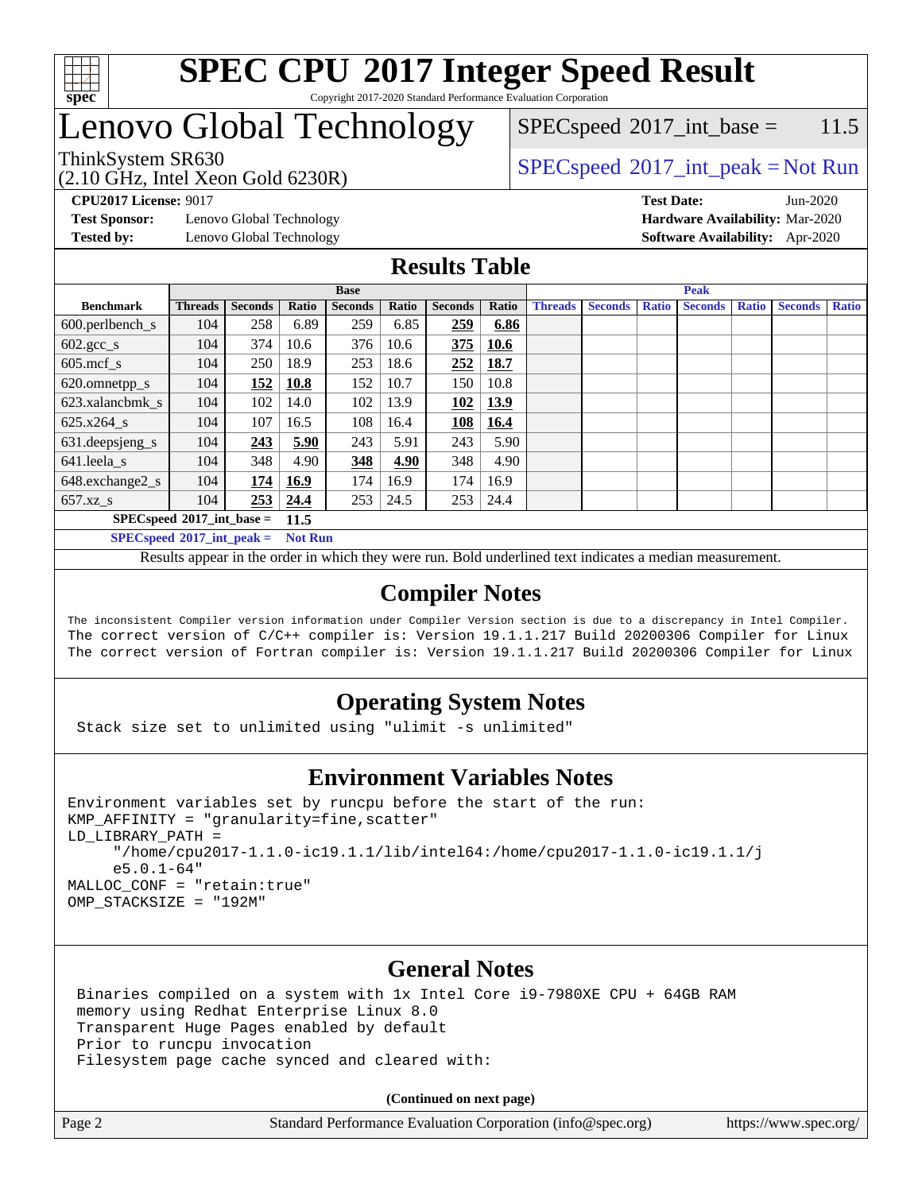# SPEC CPU 2017 Integer Speed Result

Copyright 2017-2020 Standard Performance Evaluation Corporation

## Lenovo Global Technology

ThinkSystem SR630
(2.10 GHz, Intel Xeon Gold 6230R)

SPECspeed 2017_int_base = 11.5

SPECspeed 2017_int_peak = Not Run

**CPU2017 License:** 9017
**Test Sponsor:** Lenovo Global Technology
**Tested by:** Lenovo Global Technology

**Test Date:** Jun-2020
**Hardware Availability:** Mar-2020
**Software Availability:** Apr-2020

## Results Table

| Benchmark | Base | | | | | | | Peak | | | | | | |
|---|---|---|---|---|---|---|---|---|---|---|---|---|---|---|
| | Threads | Seconds | Ratio | Seconds | Ratio | Seconds | Ratio | Threads | Seconds | Ratio | Seconds | Ratio | Seconds | Ratio |
| 600.perlbench_s | 104 | 258 | 6.89 | 259 | 6.85 | **259** | **6.86** | | | | | | | |
| 602.gcc_s | 104 | 374 | 10.6 | 376 | 10.6 | **375** | **10.6** | | | | | | | |
| 605.mcf_s | 104 | 250 | 18.9 | 253 | 18.6 | **252** | **18.7** | | | | | | | |
| 620.omnetpp_s | 104 | **152** | **10.8** | 152 | 10.7 | 150 | 10.8 | | | | | | | |
| 623.xalancbmk_s | 104 | 102 | 14.0 | 102 | 13.9 | **102** | **13.9** | | | | | | | |
| 625.x264_s | 104 | 107 | 16.5 | 108 | 16.4 | **108** | **16.4** | | | | | | | |
| 631.deepsjeng_s | 104 | **243** | **5.90** | 243 | 5.91 | 243 | 5.90 | | | | | | | |
| 641.leela_s | 104 | 348 | 4.90 | **348** | **4.90** | 348 | 4.90 | | | | | | | |
| 648.exchange2_s | 104 | **174** | **16.9** | 174 | 16.9 | 174 | 16.9 | | | | | | | |
| 657.xz_s | 104 | **253** | **24.4** | 253 | 24.5 | 253 | 24.4 | | | | | | | |

**SPECspeed 2017_int_base = 11.5**

**SPECspeed 2017_int_peak = Not Run**

Results appear in the order in which they were run. Bold underlined text indicates a median measurement.

## Compiler Notes

```
The inconsistent Compiler version information under Compiler Version section is due to a discrepancy in Intel Compiler.
The correct version of C/C++ compiler is: Version 19.1.1.217 Build 20200306 Compiler for Linux
The correct version of Fortran compiler is: Version 19.1.1.217 Build 20200306 Compiler for Linux
```

## Operating System Notes

```
Stack size set to unlimited using "ulimit -s unlimited"
```

## Environment Variables Notes

```
Environment variables set by runcpu before the start of the run:
KMP_AFFINITY = "granularity=fine,scatter"
LD_LIBRARY_PATH =
     "/home/cpu2017-1.1.0-ic19.1.1/lib/intel64:/home/cpu2017-1.1.0-ic19.1.1/j
     e5.0.1-64"
MALLOC_CONF = "retain:true"
OMP_STACKSIZE = "192M"
```

## General Notes

```
Binaries compiled on a system with 1x Intel Core i9-7980XE CPU + 64GB RAM
memory using Redhat Enterprise Linux 8.0
Transparent Huge Pages enabled by default
Prior to runcpu invocation
Filesystem page cache synced and cleared with:
```

**(Continued on next page)**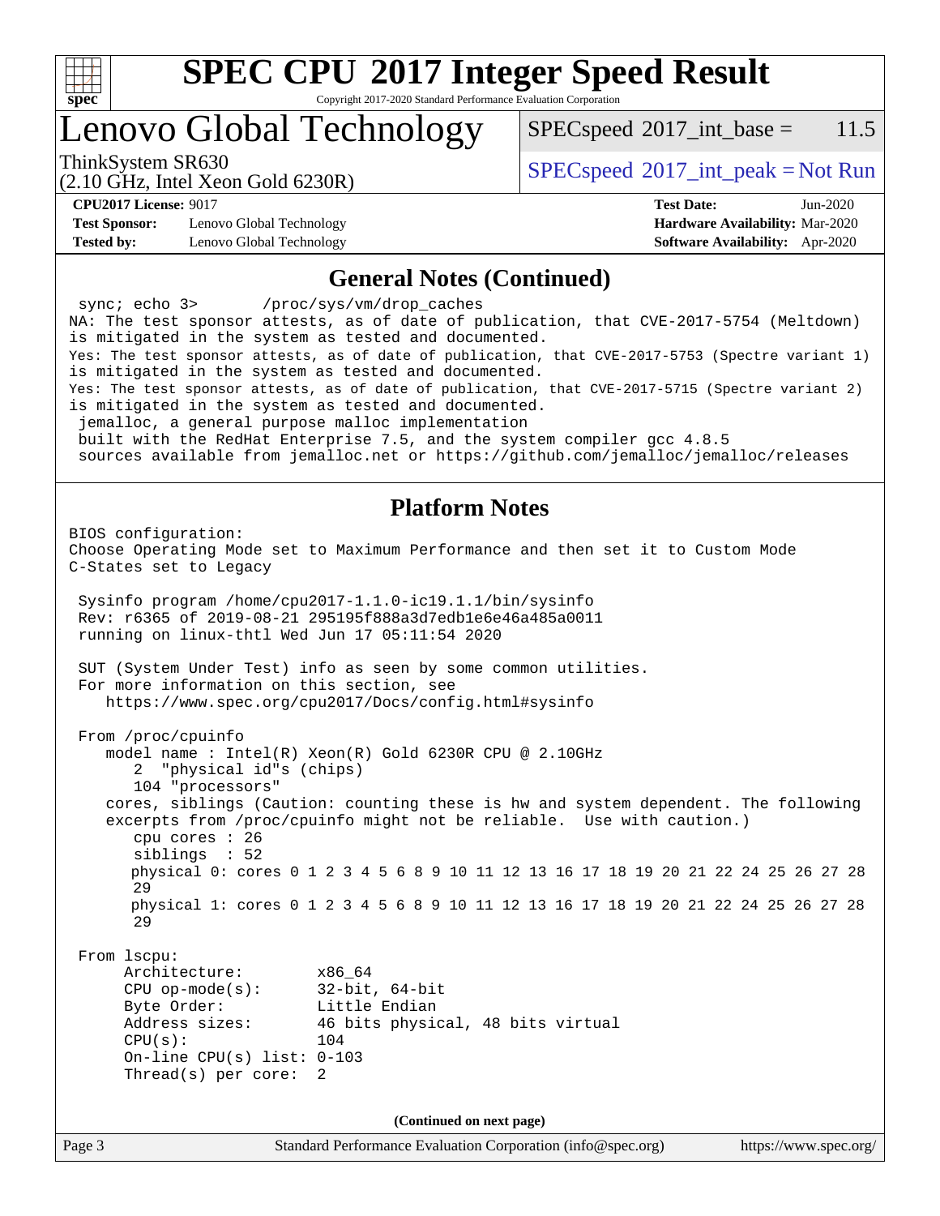# SPEC CPU 2017 Integer Speed Result

Copyright 2017-2020 Standard Performance Evaluation Corporation

# Lenovo Global Technology

ThinkSystem SR630
(2.10 GHz, Intel Xeon Gold 6230R)

SPECspeed 2017_int_base = 11.5

SPECspeed 2017_int_peak = Not Run

**CPU2017 License:** 9017
**Test Sponsor:** Lenovo Global Technology
**Tested by:** Lenovo Global Technology

**Test Date:** Jun-2020
**Hardware Availability:** Mar-2020
**Software Availability:** Apr-2020

## General Notes (Continued)

```
 sync; echo 3>       /proc/sys/vm/drop_caches
NA: The test sponsor attests, as of date of publication, that CVE-2017-5754 (Meltdown)
is mitigated in the system as tested and documented.
Yes: The test sponsor attests, as of date of publication, that CVE-2017-5753 (Spectre variant 1)
is mitigated in the system as tested and documented.
Yes: The test sponsor attests, as of date of publication, that CVE-2017-5715 (Spectre variant 2)
is mitigated in the system as tested and documented.
 jemalloc, a general purpose malloc implementation
 built with the RedHat Enterprise 7.5, and the system compiler gcc 4.8.5
 sources available from jemalloc.net or https://github.com/jemalloc/jemalloc/releases
```

## Platform Notes

```
BIOS configuration:
Choose Operating Mode set to Maximum Performance and then set it to Custom Mode
C-States set to Legacy

 Sysinfo program /home/cpu2017-1.1.0-ic19.1.1/bin/sysinfo
 Rev: r6365 of 2019-08-21 295195f888a3d7edb1e6e46a485a0011
 running on linux-thtl Wed Jun 17 05:11:54 2020

 SUT (System Under Test) info as seen by some common utilities.
 For more information on this section, see
    https://www.spec.org/cpu2017/Docs/config.html#sysinfo

 From /proc/cpuinfo
    model name : Intel(R) Xeon(R) Gold 6230R CPU @ 2.10GHz
       2  "physical id"s (chips)
       104 "processors"
    cores, siblings (Caution: counting these is hw and system dependent. The following
    excerpts from /proc/cpuinfo might not be reliable.  Use with caution.)
       cpu cores : 26
       siblings  : 52
       physical 0: cores 0 1 2 3 4 5 6 8 9 10 11 12 13 16 17 18 19 20 21 22 24 25 26 27 28
       29
       physical 1: cores 0 1 2 3 4 5 6 8 9 10 11 12 13 16 17 18 19 20 21 22 24 25 26 27 28
       29

 From lscpu:
      Architecture:          x86_64
      CPU op-mode(s):        32-bit, 64-bit
      Byte Order:            Little Endian
      Address sizes:         46 bits physical, 48 bits virtual
      CPU(s):                104
      On-line CPU(s) list: 0-103
      Thread(s) per core:  2
```

(Continued on next page)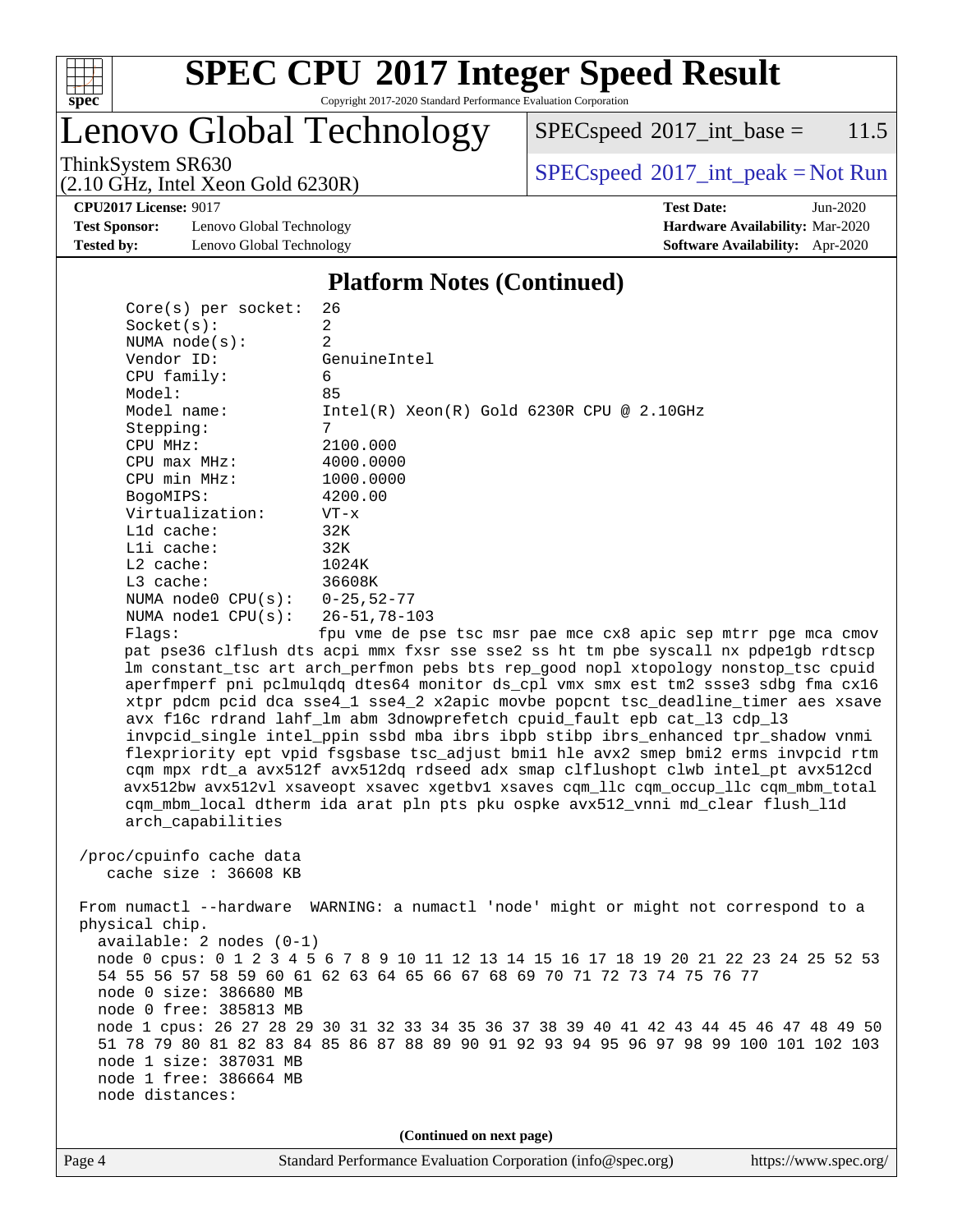# SPEC CPU 2017 Integer Speed Result

Copyright 2017-2020 Standard Performance Evaluation Corporation

## Lenovo Global Technology

ThinkSystem SR630
(2.10 GHz, Intel Xeon Gold 6230R)

SPECspeed 2017_int_base = 11.5

SPECspeed 2017_int_peak = Not Run

**CPU2017 License:** 9017
**Test Sponsor:** Lenovo Global Technology
**Tested by:** Lenovo Global Technology

**Test Date:** Jun-2020
**Hardware Availability:** Mar-2020
**Software Availability:** Apr-2020

### Platform Notes (Continued)

```
     Core(s) per socket:  26
     Socket(s):           2
     NUMA node(s):        2
     Vendor ID:           GenuineIntel
     CPU family:          6
     Model:               85
     Model name:          Intel(R) Xeon(R) Gold 6230R CPU @ 2.10GHz
     Stepping:            7
     CPU MHz:             2100.000
     CPU max MHz:         4000.0000
     CPU min MHz:         1000.0000
     BogoMIPS:            4200.00
     Virtualization:      VT-x
     L1d cache:           32K
     L1i cache:           32K
     L2 cache:            1024K
     L3 cache:            36608K
     NUMA node0 CPU(s):   0-25,52-77
     NUMA node1 CPU(s):   26-51,78-103
     Flags:               fpu vme de pse tsc msr pae mce cx8 apic sep mtrr pge mca cmov
     pat pse36 clflush dts acpi mmx fxsr sse sse2 ss ht tm pbe syscall nx pdpe1gb rdtscp
     lm constant_tsc art arch_perfmon pebs bts rep_good nopl xtopology nonstop_tsc cpuid
     aperfmperf pni pclmulqdq dtes64 monitor ds_cpl vmx smx est tm2 ssse3 sdbg fma cx16
     xtpr pdcm pcid dca sse4_1 sse4_2 x2apic movbe popcnt tsc_deadline_timer aes xsave
     avx f16c rdrand lahf_lm abm 3dnowprefetch cpuid_fault epb cat_l3 cdp_l3
     invpcid_single intel_ppin ssbd mba ibrs ibpb stibp ibrs_enhanced tpr_shadow vnmi
     flexpriority ept vpid fsgsbase tsc_adjust bmi1 hle avx2 smep bmi2 erms invpcid rtm
     cqm mpx rdt_a avx512f avx512dq rdseed adx smap clflushopt clwb intel_pt avx512cd
     avx512bw avx512vl xsaveopt xsavec xgetbv1 xsaves cqm_llc cqm_occup_llc cqm_mbm_total
     cqm_mbm_local dtherm ida arat pln pts pku ospke avx512_vnni md_clear flush_l1d
     arch_capabilities

 /proc/cpuinfo cache data
    cache size : 36608 KB

 From numactl --hardware  WARNING: a numactl 'node' might or might not correspond to a
 physical chip.
   available: 2 nodes (0-1)
   node 0 cpus: 0 1 2 3 4 5 6 7 8 9 10 11 12 13 14 15 16 17 18 19 20 21 22 23 24 25 52 53
   54 55 56 57 58 59 60 61 62 63 64 65 66 67 68 69 70 71 72 73 74 75 76 77
   node 0 size: 386680 MB
   node 0 free: 385813 MB
   node 1 cpus: 26 27 28 29 30 31 32 33 34 35 36 37 38 39 40 41 42 43 44 45 46 47 48 49 50
   51 78 79 80 81 82 83 84 85 86 87 88 89 90 91 92 93 94 95 96 97 98 99 100 101 102 103
   node 1 size: 387031 MB
   node 1 free: 386664 MB
   node distances:
```

(Continued on next page)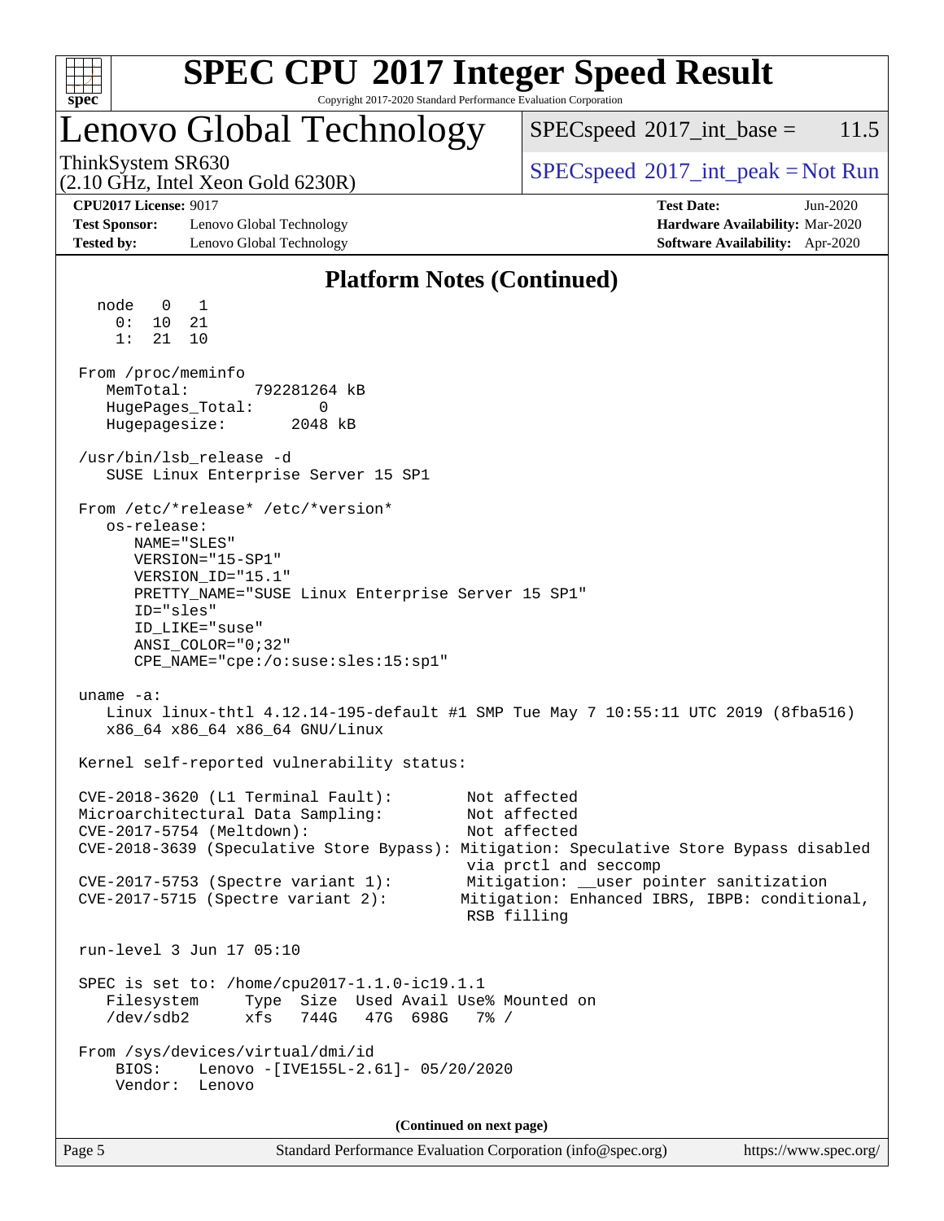# SPEC CPU 2017 Integer Speed Result

Copyright 2017-2020 Standard Performance Evaluation Corporation

## Lenovo Global Technology

ThinkSystem SR630
(2.10 GHz, Intel Xeon Gold 6230R)

SPECspeed 2017_int_base = 11.5

SPECspeed 2017_int_peak = Not Run

**CPU2017 License:** 9017
**Test Sponsor:** Lenovo Global Technology
**Tested by:** Lenovo Global Technology

**Test Date:** Jun-2020
**Hardware Availability:** Mar-2020
**Software Availability:** Apr-2020

### Platform Notes (Continued)

```
  node   0   1
    0:  10  21
    1:  21  10

 From /proc/meminfo
    MemTotal:       792281264 kB
    HugePages_Total:        0
    Hugepagesize:        2048 kB

 /usr/bin/lsb_release -d
    SUSE Linux Enterprise Server 15 SP1

 From /etc/*release* /etc/*version*
    os-release:
       NAME="SLES"
       VERSION="15-SP1"
       VERSION_ID="15.1"
       PRETTY_NAME="SUSE Linux Enterprise Server 15 SP1"
       ID="sles"
       ID_LIKE="suse"
       ANSI_COLOR="0;32"
       CPE_NAME="cpe:/o:suse:sles:15:sp1"

 uname -a:
    Linux linux-thtl 4.12.14-195-default #1 SMP Tue May 7 10:55:11 UTC 2019 (8fba516)
    x86_64 x86_64 x86_64 GNU/Linux

 Kernel self-reported vulnerability status:

 CVE-2018-3620 (L1 Terminal Fault):        Not affected
 Microarchitectural Data Sampling:         Not affected
 CVE-2017-5754 (Meltdown):                 Not affected
 CVE-2018-3639 (Speculative Store Bypass): Mitigation: Speculative Store Bypass disabled
                                            via prctl and seccomp
 CVE-2017-5753 (Spectre variant 1):        Mitigation: __user pointer sanitization
 CVE-2017-5715 (Spectre variant 2):        Mitigation: Enhanced IBRS, IBPB: conditional,
                                            RSB filling

 run-level 3 Jun 17 05:10

 SPEC is set to: /home/cpu2017-1.1.0-ic19.1.1
    Filesystem     Type  Size  Used Avail Use% Mounted on
    /dev/sdb2      xfs   744G   47G  698G   7% /

 From /sys/devices/virtual/dmi/id
     BIOS:    Lenovo -[IVE155L-2.61]- 05/20/2020
     Vendor:  Lenovo
```

**(Continued on next page)**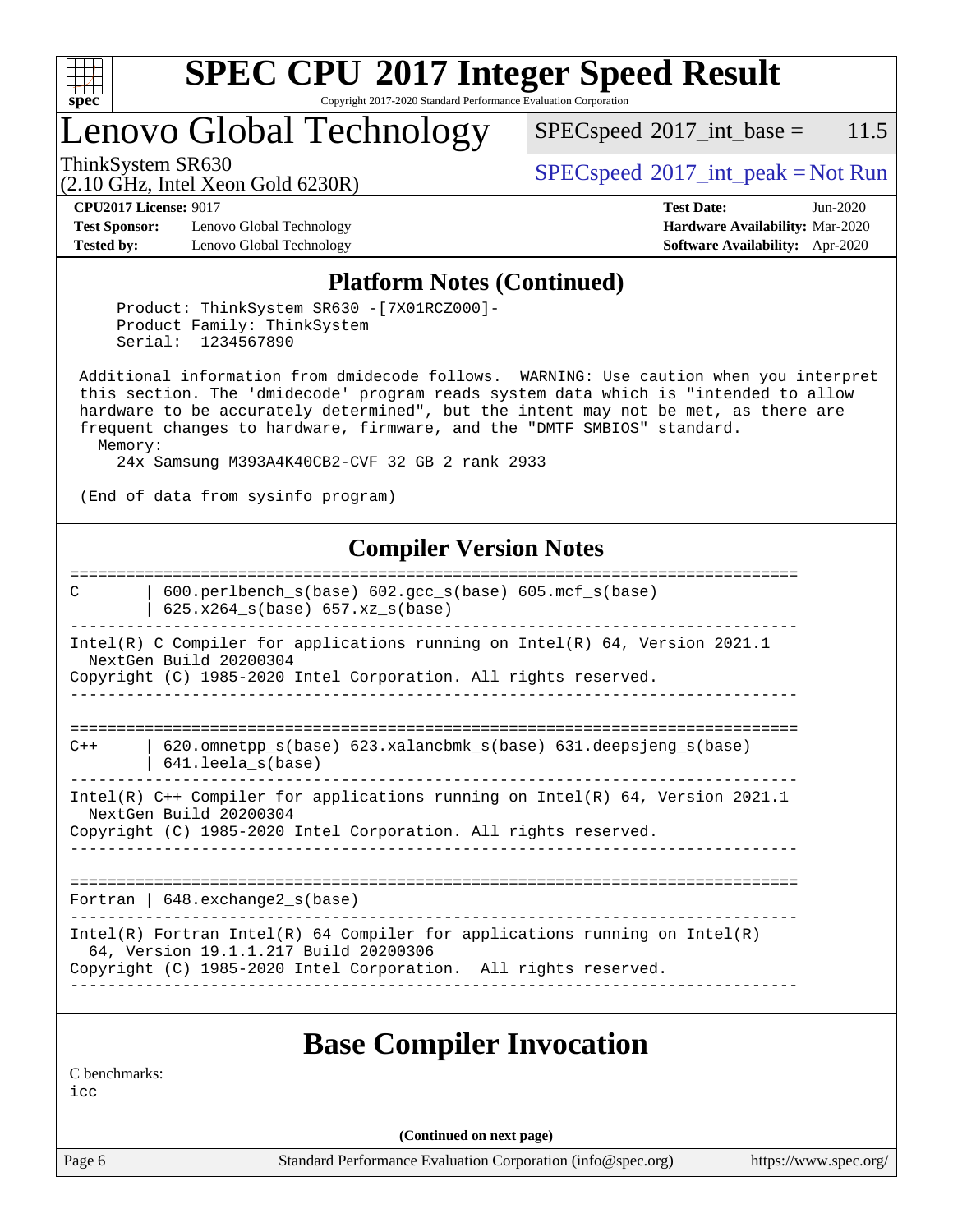# SPEC CPU 2017 Integer Speed Result

Copyright 2017-2020 Standard Performance Evaluation Corporation

## Lenovo Global Technology

ThinkSystem SR630
(2.10 GHz, Intel Xeon Gold 6230R)

SPECspeed 2017_int_base = 11.5

SPECspeed 2017_int_peak = Not Run

**CPU2017 License:** 9017
**Test Sponsor:** Lenovo Global Technology
**Tested by:** Lenovo Global Technology

**Test Date:** Jun-2020
**Hardware Availability:** Mar-2020
**Software Availability:** Apr-2020

## Platform Notes (Continued)

```
    Product: ThinkSystem SR630 -[7X01RCZ000]-
    Product Family: ThinkSystem
    Serial:  1234567890

 Additional information from dmidecode follows.  WARNING: Use caution when you interpret
 this section. The 'dmidecode' program reads system data which is "intended to allow
 hardware to be accurately determined", but the intent may not be met, as there are
 frequent changes to hardware, firmware, and the "DMTF SMBIOS" standard.
   Memory:
     24x Samsung M393A4K40CB2-CVF 32 GB 2 rank 2933

 (End of data from sysinfo program)
```

## Compiler Version Notes

```
==============================================================================
C       | 600.perlbench_s(base) 602.gcc_s(base) 605.mcf_s(base)
        | 625.x264_s(base) 657.xz_s(base)
------------------------------------------------------------------------------
Intel(R) C Compiler for applications running on Intel(R) 64, Version 2021.1
  NextGen Build 20200304
Copyright (C) 1985-2020 Intel Corporation. All rights reserved.
------------------------------------------------------------------------------

==============================================================================
C++     | 620.omnetpp_s(base) 623.xalancbmk_s(base) 631.deepsjeng_s(base)
        | 641.leela_s(base)
------------------------------------------------------------------------------
Intel(R) C++ Compiler for applications running on Intel(R) 64, Version 2021.1
  NextGen Build 20200304
Copyright (C) 1985-2020 Intel Corporation. All rights reserved.
------------------------------------------------------------------------------

==============================================================================
Fortran | 648.exchange2_s(base)
------------------------------------------------------------------------------
Intel(R) Fortran Intel(R) 64 Compiler for applications running on Intel(R)
  64, Version 19.1.1.217 Build 20200306
Copyright (C) 1985-2020 Intel Corporation.  All rights reserved.
------------------------------------------------------------------------------
```

## Base Compiler Invocation

C benchmarks:
icc

**(Continued on next page)**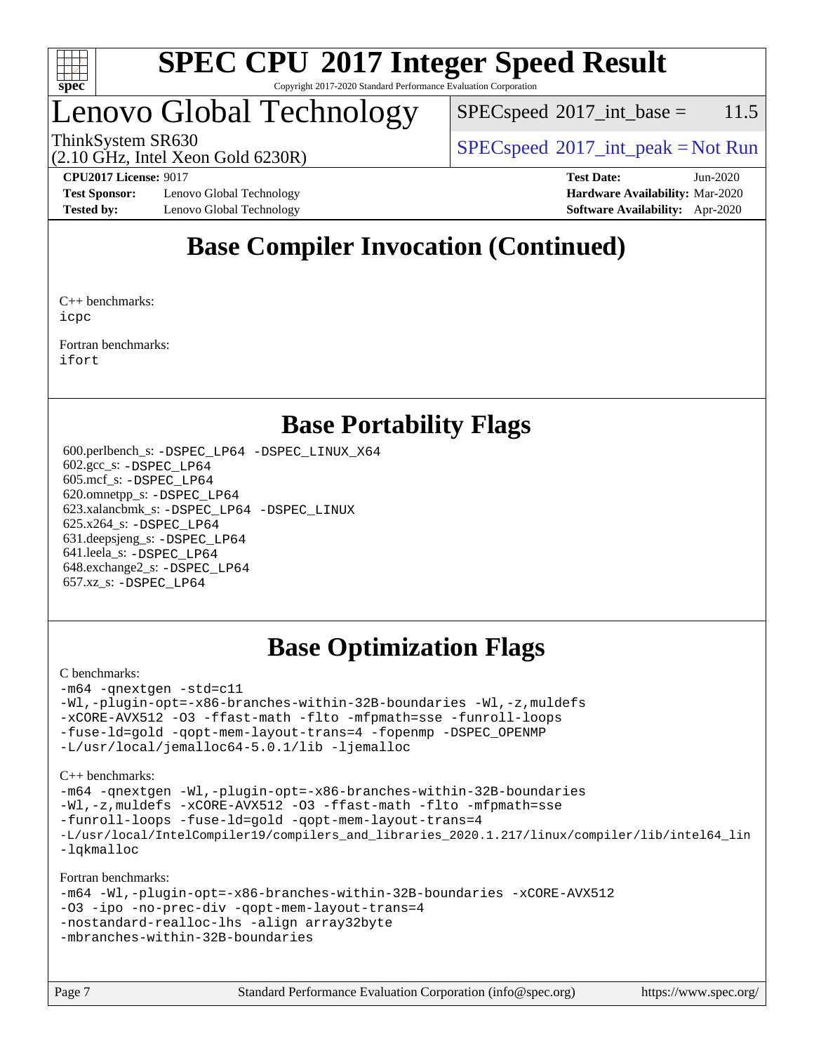## Base Compiler Invocation (Continued)

C++ benchmarks:
icpc

Fortran benchmarks:
ifort

## Base Portability Flags

600.perlbench_s: -DSPEC_LP64 -DSPEC_LINUX_X64
602.gcc_s: -DSPEC_LP64
605.mcf_s: -DSPEC_LP64
620.omnetpp_s: -DSPEC_LP64
623.xalancbmk_s: -DSPEC_LP64 -DSPEC_LINUX
625.x264_s: -DSPEC_LP64
631.deepsjeng_s: -DSPEC_LP64
641.leela_s: -DSPEC_LP64
648.exchange2_s: -DSPEC_LP64
657.xz_s: -DSPEC_LP64

## Base Optimization Flags

C benchmarks:

```
-m64 -qnextgen -std=c11
-Wl,-plugin-opt=-x86-branches-within-32B-boundaries -Wl,-z,muldefs
-xCORE-AVX512 -O3 -ffast-math -flto -mfpmath=sse -funroll-loops
-fuse-ld=gold -qopt-mem-layout-trans=4 -fopenmp -DSPEC_OPENMP
-L/usr/local/jemalloc64-5.0.1/lib -ljemalloc
```

C++ benchmarks:

```
-m64 -qnextgen -Wl,-plugin-opt=-x86-branches-within-32B-boundaries
-Wl,-z,muldefs -xCORE-AVX512 -O3 -ffast-math -flto -mfpmath=sse
-funroll-loops -fuse-ld=gold -qopt-mem-layout-trans=4
-L/usr/local/IntelCompiler19/compilers_and_libraries_2020.1.217/linux/compiler/lib/intel64_lin
-lqkmalloc
```

Fortran benchmarks:

```
-m64 -Wl,-plugin-opt=-x86-branches-within-32B-boundaries -xCORE-AVX512
-O3 -ipo -no-prec-div -qopt-mem-layout-trans=4
-nostandard-realloc-lhs -align array32byte
-mbranches-within-32B-boundaries
```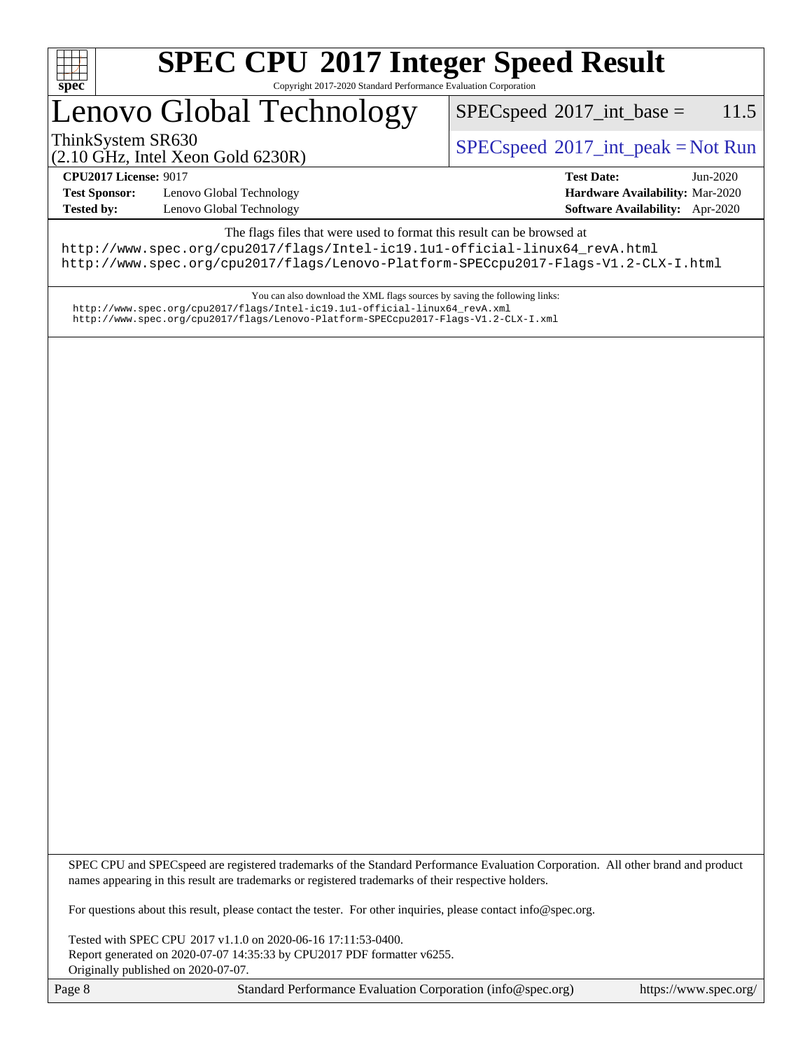# SPEC CPU 2017 Integer Speed Result

Copyright 2017-2020 Standard Performance Evaluation Corporation

# Lenovo Global Technology

ThinkSystem SR630
(2.10 GHz, Intel Xeon Gold 6230R)

SPECspeed 2017_int_base = 11.5

SPECspeed 2017_int_peak = Not Run

**CPU2017 License:** 9017
**Test Sponsor:** Lenovo Global Technology
**Tested by:** Lenovo Global Technology

**Test Date:** Jun-2020
**Hardware Availability:** Mar-2020
**Software Availability:** Apr-2020

The flags files that were used to format this result can be browsed at
http://www.spec.org/cpu2017/flags/Intel-ic19.1u1-official-linux64_revA.html
http://www.spec.org/cpu2017/flags/Lenovo-Platform-SPECcpu2017-Flags-V1.2-CLX-I.html

You can also download the XML flags sources by saving the following links:
http://www.spec.org/cpu2017/flags/Intel-ic19.1u1-official-linux64_revA.xml
http://www.spec.org/cpu2017/flags/Lenovo-Platform-SPECcpu2017-Flags-V1.2-CLX-I.xml

SPEC CPU and SPECspeed are registered trademarks of the Standard Performance Evaluation Corporation. All other brand and product names appearing in this result are trademarks or registered trademarks of their respective holders.

For questions about this result, please contact the tester. For other inquiries, please contact info@spec.org.

Tested with SPEC CPU 2017 v1.1.0 on 2020-06-16 17:11:53-0400.
Report generated on 2020-07-07 14:35:33 by CPU2017 PDF formatter v6255.
Originally published on 2020-07-07.